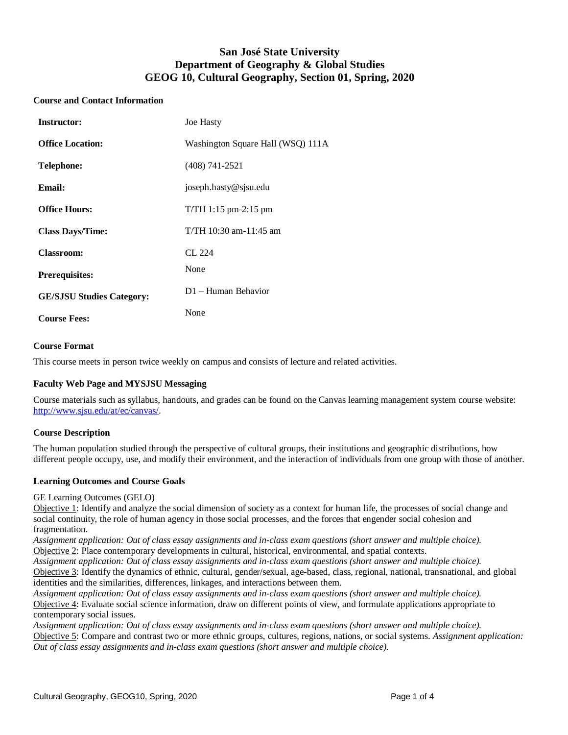# San José State University
# Department of Geography & Global Studies
# GEOG 10, Cultural Geography, Section 01, Spring, 2020

### Course and Contact Information

| | |
|---|---|
| **Instructor:** | Joe Hasty |
| **Office Location:** | Washington Square Hall (WSQ) 111A |
| **Telephone:** | (408) 741-2521 |
| **Email:** | joseph.hasty@sjsu.edu |
| **Office Hours:** | T/TH 1:15 pm-2:15 pm |
| **Class Days/Time:** | T/TH 10:30 am-11:45 am |
| **Classroom:** | CL 224 |
| **Prerequisites:** | None |
| **GE/SJSU Studies Category:** | D1 – Human Behavior |
| **Course Fees:** | None |

### Course Format

This course meets in person twice weekly on campus and consists of lecture and related activities.

### Faculty Web Page and MYSJSU Messaging

Course materials such as syllabus, handouts, and grades can be found on the Canvas learning management system course website: [http://www.sjsu.edu/at/ec/canvas/](http://www.sjsu.edu/at/ec/canvas/).

### Course Description

The human population studied through the perspective of cultural groups, their institutions and geographic distributions, how different people occupy, use, and modify their environment, and the interaction of individuals from one group with those of another.

### Learning Outcomes and Course Goals

GE Learning Outcomes (GELO)

Objective 1: Identify and analyze the social dimension of society as a context for human life, the processes of social change and social continuity, the role of human agency in those social processes, and the forces that engender social cohesion and fragmentation.
*Assignment application: Out of class essay assignments and in-class exam questions (short answer and multiple choice).*

Objective 2: Place contemporary developments in cultural, historical, environmental, and spatial contexts.
*Assignment application: Out of class essay assignments and in-class exam questions (short answer and multiple choice).*

Objective 3: Identify the dynamics of ethnic, cultural, gender/sexual, age-based, class, regional, national, transnational, and global identities and the similarities, differences, linkages, and interactions between them.
*Assignment application: Out of class essay assignments and in-class exam questions (short answer and multiple choice).*

Objective 4: Evaluate social science information, draw on different points of view, and formulate applications appropriate to contemporary social issues.
*Assignment application: Out of class essay assignments and in-class exam questions (short answer and multiple choice).*

Objective 5: Compare and contrast two or more ethnic groups, cultures, regions, nations, or social systems. *Assignment application: Out of class essay assignments and in-class exam questions (short answer and multiple choice).*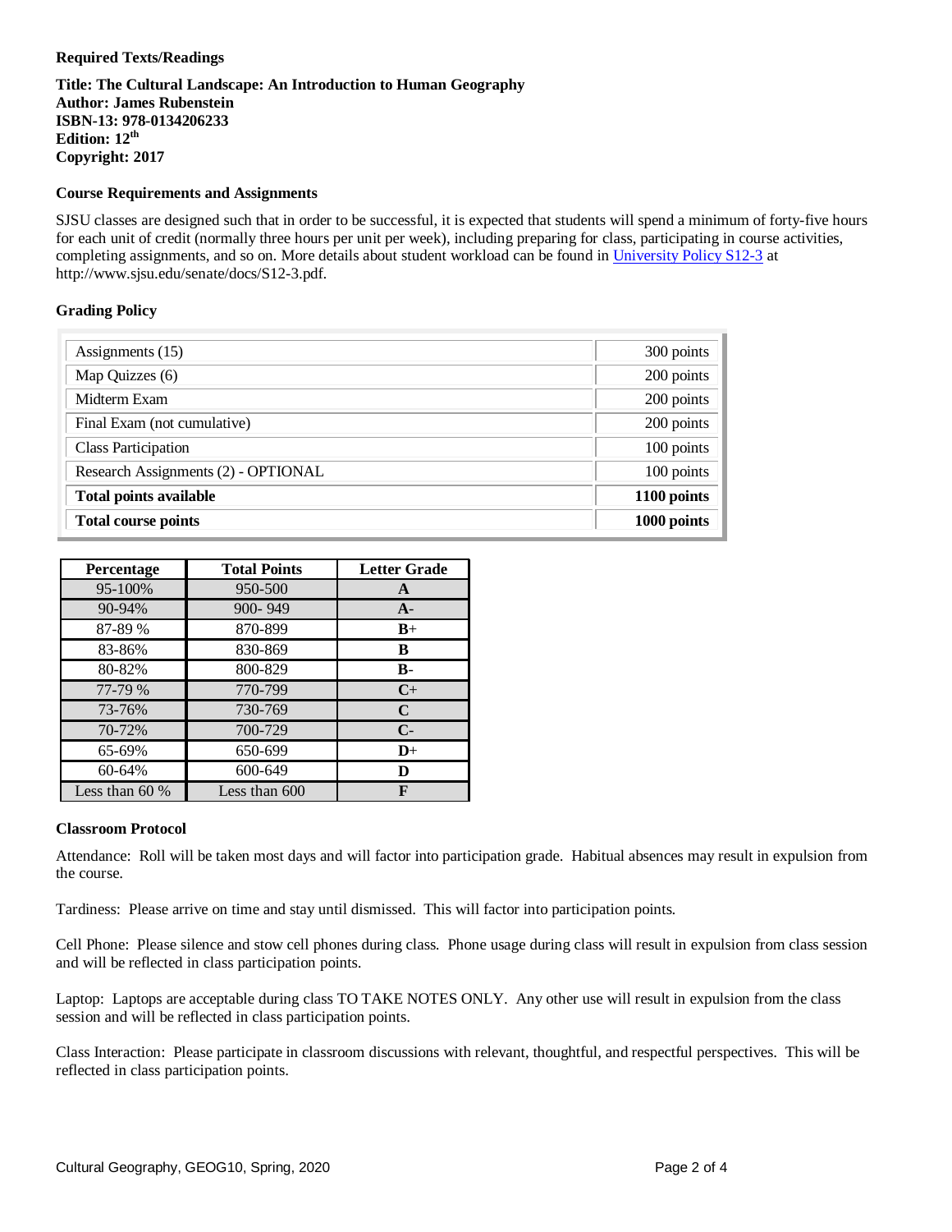**Required Texts/Readings**

**Title: The Cultural Landscape: An Introduction to Human Geography**
**Author: James Rubenstein**
**ISBN-13: 978-0134206233**
**Edition: 12th**
**Copyright: 2017**

**Course Requirements and Assignments**

SJSU classes are designed such that in order to be successful, it is expected that students will spend a minimum of forty-five hours for each unit of credit (normally three hours per unit per week), including preparing for class, participating in course activities, completing assignments, and so on. More details about student workload can be found in University Policy S12-3 at http://www.sjsu.edu/senate/docs/S12-3.pdf.

**Grading Policy**

| | |
|---|---|
| Assignments (15) | 300 points |
| Map Quizzes (6) | 200 points |
| Midterm Exam | 200 points |
| Final Exam (not cumulative) | 200 points |
| Class Participation | 100 points |
| Research Assignments (2) - OPTIONAL | 100 points |
| **Total points available** | **1100 points** |
| **Total course points** | **1000 points** |

| Percentage | Total Points | Letter Grade |
|---|---|---|
| 95-100% | 950-500 | **A** |
| 90-94% | 900- 949 | **A-** |
| 87-89 % | 870-899 | **B+** |
| 83-86% | 830-869 | **B** |
| 80-82% | 800-829 | **B-** |
| 77-79 % | 770-799 | **C+** |
| 73-76% | 730-769 | **C** |
| 70-72% | 700-729 | **C-** |
| 65-69% | 650-699 | **D+** |
| 60-64% | 600-649 | **D** |
| Less than 60 % | Less than 600 | **F** |

**Classroom Protocol**

Attendance: Roll will be taken most days and will factor into participation grade. Habitual absences may result in expulsion from the course.

Tardiness: Please arrive on time and stay until dismissed. This will factor into participation points.

Cell Phone: Please silence and stow cell phones during class. Phone usage during class will result in expulsion from class session and will be reflected in class participation points.

Laptop: Laptops are acceptable during class TO TAKE NOTES ONLY. Any other use will result in expulsion from the class session and will be reflected in class participation points.

Class Interaction: Please participate in classroom discussions with relevant, thoughtful, and respectful perspectives. This will be reflected in class participation points.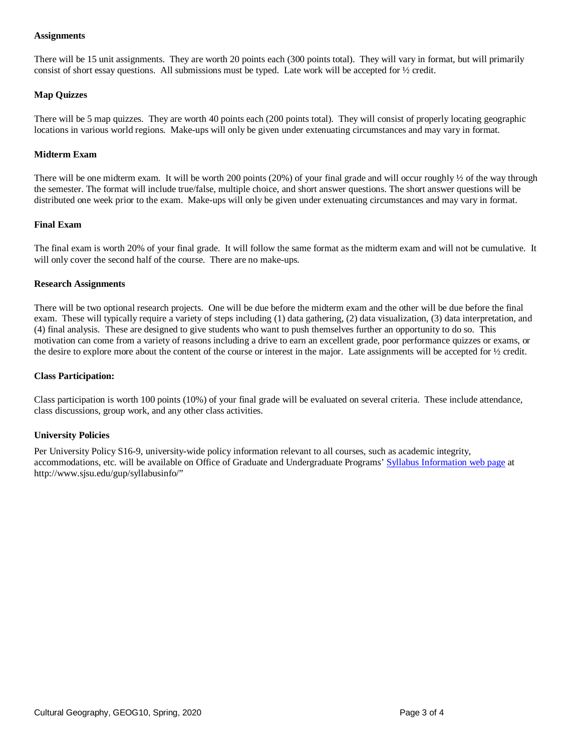**Assignments**

There will be 15 unit assignments. They are worth 20 points each (300 points total). They will vary in format, but will primarily consist of short essay questions. All submissions must be typed. Late work will be accepted for ½ credit.

**Map Quizzes**

There will be 5 map quizzes. They are worth 40 points each (200 points total). They will consist of properly locating geographic locations in various world regions. Make-ups will only be given under extenuating circumstances and may vary in format.

**Midterm Exam**

There will be one midterm exam. It will be worth 200 points (20%) of your final grade and will occur roughly ½ of the way through the semester. The format will include true/false, multiple choice, and short answer questions. The short answer questions will be distributed one week prior to the exam. Make-ups will only be given under extenuating circumstances and may vary in format.

**Final Exam**

The final exam is worth 20% of your final grade. It will follow the same format as the midterm exam and will not be cumulative. It will only cover the second half of the course. There are no make-ups.

**Research Assignments**

There will be two optional research projects. One will be due before the midterm exam and the other will be due before the final exam. These will typically require a variety of steps including (1) data gathering, (2) data visualization, (3) data interpretation, and (4) final analysis. These are designed to give students who want to push themselves further an opportunity to do so. This motivation can come from a variety of reasons including a drive to earn an excellent grade, poor performance quizzes or exams, or the desire to explore more about the content of the course or interest in the major. Late assignments will be accepted for ½ credit.

**Class Participation:**

Class participation is worth 100 points (10%) of your final grade will be evaluated on several criteria. These include attendance, class discussions, group work, and any other class activities.

**University Policies**

Per University Policy S16-9, university-wide policy information relevant to all courses, such as academic integrity, accommodations, etc. will be available on Office of Graduate and Undergraduate Programs' [Syllabus Information web page](http://www.sjsu.edu/gup/syllabusinfo/) at http://www.sjsu.edu/gup/syllabusinfo/"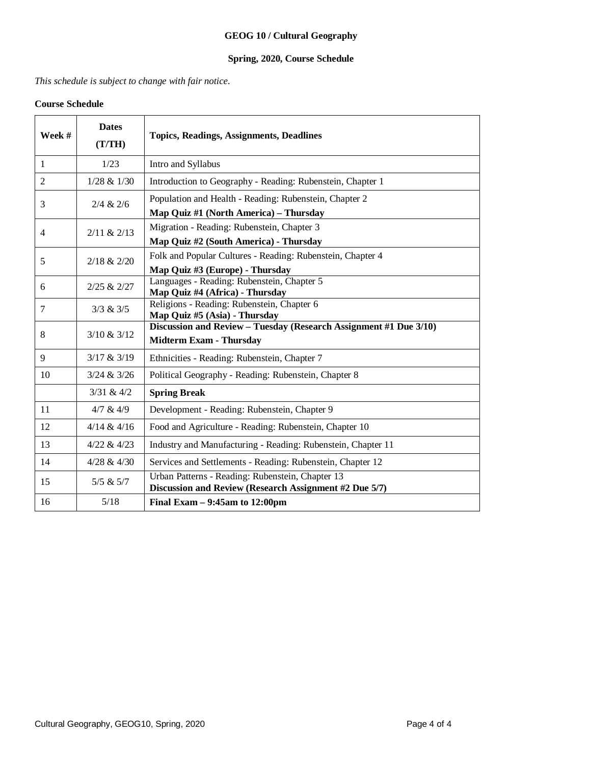**GEOG 10 / Cultural Geography**

**Spring, 2020, Course Schedule**

*This schedule is subject to change with fair notice.*

**Course Schedule**

| Week # | Dates (T/TH) | Topics, Readings, Assignments, Deadlines |
|---|---|---|
| 1 | 1/23 | Intro and Syllabus |
| 2 | 1/28 & 1/30 | Introduction to Geography - Reading: Rubenstein, Chapter 1 |
| 3 | 2/4 & 2/6 | Population and Health - Reading: Rubenstein, Chapter 2<br>**Map Quiz #1 (North America) – Thursday** |
| 4 | 2/11 & 2/13 | Migration - Reading: Rubenstein, Chapter 3<br>**Map Quiz #2 (South America) - Thursday** |
| 5 | 2/18 & 2/20 | Folk and Popular Cultures - Reading: Rubenstein, Chapter 4<br>**Map Quiz #3 (Europe) - Thursday** |
| 6 | 2/25 & 2/27 | Languages - Reading: Rubenstein, Chapter 5<br>**Map Quiz #4 (Africa) - Thursday** |
| 7 | 3/3 & 3/5 | Religions - Reading: Rubenstein, Chapter 6<br>**Map Quiz #5 (Asia) - Thursday** |
| 8 | 3/10 & 3/12 | **Discussion and Review – Tuesday (Research Assignment #1 Due 3/10)**<br>**Midterm Exam - Thursday** |
| 9 | 3/17 & 3/19 | Ethnicities - Reading: Rubenstein, Chapter 7 |
| 10 | 3/24 & 3/26 | Political Geography - Reading: Rubenstein, Chapter 8 |
| | 3/31 & 4/2 | **Spring Break** |
| 11 | 4/7 & 4/9 | Development - Reading: Rubenstein, Chapter 9 |
| 12 | 4/14 & 4/16 | Food and Agriculture - Reading: Rubenstein, Chapter 10 |
| 13 | 4/22 & 4/23 | Industry and Manufacturing - Reading: Rubenstein, Chapter 11 |
| 14 | 4/28 & 4/30 | Services and Settlements - Reading: Rubenstein, Chapter 12 |
| 15 | 5/5 & 5/7 | Urban Patterns - Reading: Rubenstein, Chapter 13<br>**Discussion and Review (Research Assignment #2 Due 5/7)** |
| 16 | 5/18 | **Final Exam – 9:45am to 12:00pm** |